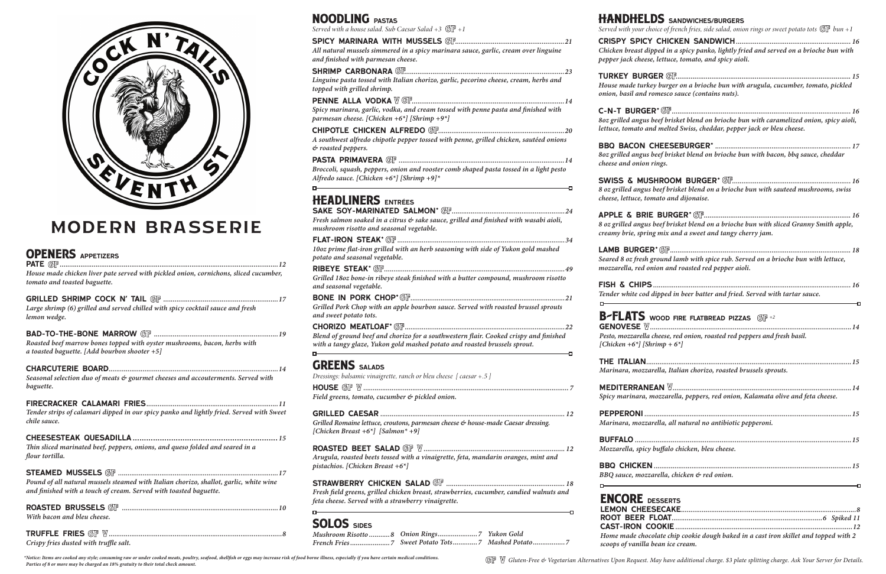# COCK N' TAILS SEVENTH ST

# MODERN BRASSERIE

## OPENERS APPETIZERS

**PATE** GF ........ 12
*House made chicken liver pate served with pickled onion, cornichons, sliced cucumber, tomato and toasted baguette.*

**GRILLED SHRIMP COCK N' TAIL** GF ........ 17
*Large shrimp (6) grilled and served chilled with spicy cocktail sauce and fresh lemon wedge.*

**BAD-TO-THE-BONE MARROW** GF ........ 19
*Roasted beef marrow bones topped with oyster mushrooms, bacon, herbs with a toasted baguette. [Add bourbon shooter +5]*

**CHARCUTERIE BOARD** ........ 14
*Seasonal selection duo of meats & gourmet cheeses and accouterments. Served with baguette.*

**FIRECRACKER CALAMARI FRIES** ........ 11
*Tender strips of calamari dipped in our spicy panko and lightly fried. Served with Sweet chile sauce.*

**CHEESESTEAK QUESADILLA** ........ 15
*Thin sliced marinated beef, peppers, onions, and queso folded and seared in a flour tortilla.*

**STEAMED MUSSELS** GF ........ 17
*Pound of all natural mussels steamed with Italian chorizo, shallot, garlic, white wine and finished with a touch of cream. Served with toasted baguette.*

**ROASTED BRUSSELS** GF ........ 10
*With bacon and bleu cheese.*

**TRUFFLE FRIES** GF V ........ 8
*Crispy fries dusted with truffle salt.*

## NOODLING PASTAS

*Served with a house salad. Sub Caesar Salad +3 GF +1*

**SPICY MARINARA WITH MUSSELS** GF ........ 21
*All natural mussels simmered in a spicy marinara sauce, garlic, cream over linguine and finished with parmesan cheese.*

**SHRIMP CARBONARA** GF ........ 23
*Linguine pasta tossed with Italian chorizo, garlic, pecorino cheese, cream, herbs and topped with grilled shrimp.*

**PENNE ALLA VODKA** V GF ........ 14
*Spicy marinara, garlic, vodka, and cream tossed with penne pasta and finished with parmesan cheese. [Chicken +6*] [Shrimp +9*]*

**CHIPOTLE CHICKEN ALFREDO** GF ........ 20
*A southwest alfredo chipotle pepper tossed with penne, grilled chicken, sautéed onions & roasted peppers.*

**PASTA PRIMAVERA** GF ........ 14
*Broccoli, squash, peppers, onion and rooster comb shaped pasta tossed in a light pesto Alfredo sauce. [Chicken +6*] [Shrimp +9]**

## HEADLINERS ENTRÉES

**SAKE SOY-MARINATED SALMON*** GF ........ 24
*Fresh salmon soaked in a citrus & sake sauce, grilled and finished with wasabi aioli, mushroom risotto and seasonal vegetable.*

**FLAT-IRON STEAK*** GF ........ 34
*10oz prime flat-iron grilled with an herb seasoning with side of Yukon gold mashed potato and seasonal vegetable.*

**RIBEYE STEAK*** GF ........ 49
*Grilled 18oz bone-in ribeye steak finished with a butter compound, mushroom risotto and seasonal vegetable.*

**BONE IN PORK CHOP*** GF ........ 21
*Grilled Pork Chop with an apple bourbon sauce. Served with roasted brussel sprouts and sweet potato tots.*

**CHORIZO MEATLOAF*** GF ........ 22
*Blend of ground beef and chorizo for a southwestern flair. Cooked crispy and finished with a tangy glaze, Yukon gold mashed potato and roasted brussels sprout.*

## GREENS SALADS

*Dressings: balsamic vinaigrette, ranch or bleu cheese [ caesar +.5 ]*

**HOUSE** GF V ........ 7
*Field greens, tomato, cucumber & pickled onion.*

**GRILLED CAESAR** ........ 12
*Grilled Romaine lettuce, croutons, parmesan cheese & house-made Caesar dressing. [Chicken Breast +6*] [Salmon* +9]*

**ROASTED BEET SALAD** GF V ........ 12
*Arugula, roasted beets tossed with a vinaigrette, feta, mandarin oranges, mint and pistachios. [Chicken Breast +6*]*

**STRAWBERRY CHICKEN SALAD** GF ........ 18
*Fresh field greens, grilled chicken breast, strawberries, cucumber, candied walnuts and feta cheese. Served with a strawberry vinaigrette.*

## SOLOS SIDES

*Mushroom Risotto* ........ 8
*French Fries* ........ 7
*Onion Rings* ........ 7
*Sweet Potato Tots* ........ 7
*Yukon Gold Mashed Potato* ........ 7

## HANDHELDS SANDWICHES/BURGERS

*Served with your choice of french fries, side salad, onion rings or sweet potato tots GF bun +1*

**CRISPY SPICY CHICKEN SANDWICH** ........ 16
*Chicken breast dipped in a spicy panko, lightly fried and served on a brioche bun with pepper jack cheese, lettuce, tomato, and spicy aioli.*

**TURKEY BURGER** GF ........ 15
*House made turkey burger on a brioche bun with arugula, cucumber, tomato, pickled onion, basil and romesco sauce (contains nuts).*

**C-N-T BURGER*** GF ........ 16
*8oz grilled angus beef brisket blend on brioche bun with caramelized onion, spicy aioli, lettuce, tomato and melted Swiss, cheddar, pepper jack or bleu cheese.*

**BBQ BACON CHEESEBURGER*** ........ 17
*8oz grilled angus beef brisket blend on brioche bun with bacon, bbq sauce, cheddar cheese and onion rings.*

**SWISS & MUSHROOM BURGER*** GF ........ 16
*8 oz grilled angus beef brisket blend on a brioche bun with sauteed mushrooms, swiss cheese, lettuce, tomato and dijonaise.*

**APPLE & BRIE BURGER*** GF ........ 16
*8 oz grilled angus beef brisket blend on a brioche bun with sliced Granny Smith apple, creamy brie, spring mix and a sweet and tangy cherry jam.*

**LAMB BURGER*** GF ........ 18
*Seared 8 oz fresh ground lamb with spice rub. Served on a brioche bun with lettuce, mozzarella, red onion and roasted red pepper aioli.*

**FISH & CHIPS** ........ 16
*Tender white cod dipped in beer batter and fried. Served with tartar sauce.*

## B-FLATS WOOD FIRE FLATBREAD PIZZAS GF +2

**GENOVESE** V ........ 14
*Pesto, mozzarella cheese, red onion, roasted red peppers and fresh basil. [Chicken +6*] [Shrimp + 6*]*

**THE ITALIAN** ........ 15
*Marinara, mozzarella, Italian chorizo, roasted brussels sprouts.*

**MEDITERRANEAN** V ........ 14
*Spicy marinara, mozzarella, peppers, red onion, Kalamata olive and feta cheese.*

**PEPPERONI** ........ 15
*Marinara, mozzarella, all natural no antibiotic pepperoni.*

**BUFFALO** ........ 15
*Mozzarella, spicy buffalo chicken, bleu cheese.*

**BBQ CHICKEN** ........ 15
*BBQ sauce, mozzarella, chicken & red onion.*

## ENCORE DESSERTS

**LEMON CHEESECAKE** ........ 8
**ROOT BEER FLOAT** ........ 6 *Spiked 11*
**CAST-IRON COOKIE** ........ 12
*Home made chocolate chip cookie dough baked in a cast iron skillet and topped with 2 scoops of vanilla bean ice cream.*

*\*Notice: Items are cooked any style; consuming raw or under cooked meats, poultry, seafood, shellfish or eggs may increase risk of food borne illness, especially if you have certain medical conditions. Parties of 8 or more may be charged an 18% gratuity to their total check amount.*

GF V *Gluten-Free & Vegetarian Alternatives Upon Request. May have additional charge. $3 plate splitting charge. Ask Your Server for Details.*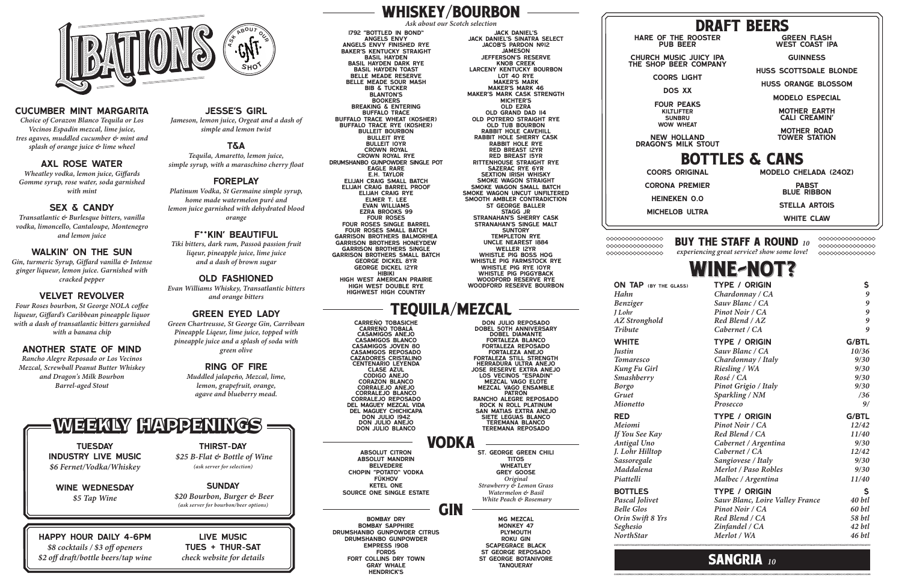# LIBATIONS

ASK ABOUT OUR 'GNT' SHOT

### CUCUMBER MINT MARGARITA
*Choice of Corazon Blanco Tequila or Los Vecinos Espadin mezcal, lime juice, tres agaves, muddled cucumber & mint and splash of orange juice & lime wheel*

### AXL ROSE WATER
*Wheatley vodka, lemon juice, Giffards Gomme syrup, rose water, soda garnished with mint*

### SEX & CANDY
*Transatlantic & Burlesque bitters, vanilla vodka, limoncello, Cantaloupe, Montenegro and lemon juice*

### WALKIN' ON THE SUN
*Gin, turmeric Syrup, Giffard vanilla & Intense ginger liqueur, lemon juice. Garnished with cracked pepper*

### VELVET REVOLVER
*Four Roses bourbon, St George NOLA coffee liqueur, Giffard's Caribbean pineapple liquor with a dash of transatlantic bitters garnished with a banana chip*

### ANOTHER STATE OF MIND
*Rancho Alegre Reposado or Los Vecinos Mezcal, Screwball Peanut Butter Whiskey and Dragon's Milk Bourbon Barrel-aged Stout*

### JESSE'S GIRL
*Jameson, lemon juice, Orgeat and a dash of simple and lemon twist*

### T&A
*Tequila, Amaretto, lemon juice, simple syrup, with a maraschino cherry float*

### FOREPLAY
*Platinum Vodka, St Germaine simple syrup, home made watermelon puré and lemon juice garnished with dehydrated blood orange*

### F**KIN' BEAUTIFUL
*Tiki bitters, dark rum, Passoã passion fruit liqeur, pineapple juice, lime juice and a dash of brown sugar*

### OLD FASHIONED
*Evan Williams Whiskey, Transatlantic bitters and orange bitters*

### GREEN EYED LADY
*Green Chartreusse, St George Gin, Carribean Pineapple Liqeur, lime juice, topped with pineapple juice and a splash of soda with green olive*

### RING OF FIRE
*Muddled jalapeño, Mezcal, lime, lemon, grapefruit, orange, agave and blueberry mead.*

## WEEKLY HAPPENINGS

**TUESDAY**
**INDUSTRY LIVE MUSIC**
*$6 Fernet/Vodka/Whiskey*

**WINE WEDNESDAY**
*$5 Tap Wine*

**THIRST-DAY**
*$25 B-Flat & Bottle of Wine*
*(ask server for selection)*

**SUNDAY**
*$20 Bourbon, Burger & Beer*
*(ask server for bourbon/beer options)*

**HAPPY HOUR DAILY 4-6PM**
*$8 cocktails / $3 off openers*
*$2 off draft/bottle beers/tap wine*

**LIVE MUSIC**
**TUES + THUR-SAT**
*check website for details*

## WHISKEY/BOURBON
*Ask about our Scotch selection*

1792 "BOTTLED IN BOND"
ANGELS ENVY
ANGELS ENVY FINISHED RYE
BAKER'S KENTUCKY STRAIGHT
BASIL HAYDEN
BASIL HAYDEN DARK RYE
BASIL HAYDEN TOAST
BELLE MEADE RESERVE
BELLE MEADE SOUR MASH
BIB & TUCKER
BLANTON'S
BOOKERS
BREAKING & ENTERING
BUFFALO TRACE
BUFFALO TRACE WHEAT (KOSHER)
BUFFALO TRACE RYE (KOSHER)
BULLEIT BOURBON
BULLEIT RYE
BULLEIT 10YR
CROWN ROYAL
CROWN ROYAL RYE
DRUMSHANBO GUNPOWDER SINGLE POT
EAGLE RARE
E.H. TAYLOR
ELIJAH CRAIG SMALL BATCH
ELIJAH CRAIG BARREL PROOF
ELIJAH CRAIG RYE
ELMER T. LEE
EVAN WILLIAMS
EZRA BROOKS 99
FOUR ROSES
FOUR ROSES SINGLE BARREL
FOUR ROSES SMALL BATCH
GARRISON BROTHERS BALMORHEA
GARRISON BROTHERS HONEYDEW
GARRISON BROTHERS SINGLE
GARRISON BROTHERS SMALL BATCH
GEORGE DICKEL 8YR
GEORGE DICKEL 12YR
HIBIKI
HIGH WEST AMERICAN PRAIRIE
HIGH WEST DOUBLE RYE
HIGHWEST HIGH COUNTRY
JACK DANIEL'S
JACK DANIEL'S SINATRA SELECT
JACOB'S PARDON №12
JAMESON
JEFFERSON'S RESERVE
KNOB CREEK
LARCENY KENTUCKY BOURBON
LOT 40 RYE
MAKER'S MARK
MAKER'S MARK 46
MAKER'S MARK CASK STRENGTH
MICHTER'S
OLD EZRA
OLD GRAND DAD 114
OLD POTRERO STRAIGHT RYE
OLD TUB BOURBON
RABBIT HOLE CAVEHILL
RABBIT HOLE SHERRY CASK
RABBIT HOLE RYE
RED BREAST 12YR
RED BREAST 15YR
RITTENHOUSE STRAIGHT RYE
SAZERAC RYE 6YR
SEXTION IRISH WHISKY
SMOKE WAGON STRAIGHT
SMOKE WAGON SMALL BATCH
SMOKE WAGON UNCUT UNFILTERED
SMOOTH AMBLER CONTRADICTION
ST GEORGE BALLER
STAGG JR
STRANAHAN'S SHERRY CASK
STRANAHAN'S SINGLE MALT
SUNTORY
TEMPLETON RYE
UNCLE NEAREST 1884
WELLER 12YR
WHISTLE PIG BOSS HOG
WHISTLE PIG FARMSTOCK RYE
WHISTLE PIG RYE 10YR
WHISTLE PIG PIGGYBACK
WOODFORD RESERVE RYE
WOODFORD RESERVE BOURBON

## TEQUILA/MEZCAL

CARREÑO TOBASICHE
CARREÑO TOBALÁ
CASAMIGOS AÑEJO
CASAMIGOS BLANCO
CASAMIGOS JOVEN 80
CASAMIGOS REPOSADO
CAZADORES CRISTALINO
CENTENARIO LEYENDA
CLASE AZUL
CODIGO AÑEJO
CORAZON BLANCO
CORRALEJO AÑEJO
CORRALEJO BLANCO
CORRALEJO REPOSADO
DEL MAGUEY MEZCAL VIDA
DEL MAGUEY CHICHICAPA
DON JULIO 1942
DON JULIO AÑEJO
DON JULIO BLANCO
DON JULIO REPOSADO
DOBEL 50TH ANNIVERSARY
DOBEL DIAMANTE
FORTALEZA BLANCO
FORTALEZA REPOSADO
FORTALEZA AÑEJO
FORTALEZA STILL STRENGTH
HERRADURA ULTRA AÑEJO
JOSE RESERVE EXTRA AÑEJO
LOS VECINOS "ESPADIN"
MEZCAL VAGO ELOTE
MEZCAL VAGO ENSAMBLE
PATRON
RANCHO ALEGRE REPOSADO
ROCK N ROLL PLATINUM
SAN MATIAS EXTRA AÑEJO
SIETE LEGUAS BLANCO
TEREMANA BLANCO
TEREMANA REPOSADO

## VODKA

ABSOLUT CITRON
ABSOLUT MANDRIN
BELVEDERE
CHOPIN "POTATO" VODKA
FÜKHOV
KETEL ONE
SOURCE ONE SINGLE ESTATE
ST. GEORGE GREEN CHILI
TITOS
WHEATLEY
GREY GOOSE
*Original*
*Strawberry & Lemon Grass*
*Watermelon & Basil*
*White Peach & Rosemary*

## GIN

BOMBAY DRY
BOMBAY SAPPHIRE
DRUMSHANBO GUNPOWDER CITRUS
DRUMSHANBO GUNPOWDER
EMPRESS 1908
FORDS
FORT COLLINS DRY TOWN
GRAY WHALE
HENDRICK'S
MG MEZCAL
MONKEY 47
PLYMOUTH
ROKU GIN
SCAPEGRACE BLACK
ST GEORGE REPOSADO
ST GEORGE BOTANIVORE
TANQUERAY

## DRAFT BEERS

HARE OF THE ROOSTER PUB BEER
CHURCH MUSIC JUICY IPA THE SHOP BEER COMPANY
COORS LIGHT
DOS XX
FOUR PEAKS
KILTLIFTER
SUNBRU
WOW WHEAT
NEW HOLLAND DRAGON'S MILK STOUT
GREEN FLASH WEST COAST IPA
GUINNESS
HUSS SCOTTSDALE BLONDE
HUSS ORANGE BLOSSOM
MODELO ESPECIAL
MOTHER EARTH CALI CREAMIN'
MOTHER ROAD TOWER STATION

## BOTTLES & CANS

COORS ORIGINAL
CORONA PREMIER
HEINEKEN 0.0
MICHELOB ULTRA
MODELO CHELADA (24OZ)
PABST BLUE RIBBON
STELLA ARTOIS
WHITE CLAW

**BUY THE STAFF A ROUND** *10*
*experiencing great service? show some love!*

## WINE-NOT?

| ON TAP (BY THE GLASS) | TYPE / ORIGIN | $ |
|---|---|---|
| *Hahn* | *Chardonnay / CA* | *9* |
| *Benziger* | *Sauv Blanc / CA* | *9* |
| *J Lohr* | *Pinot Noir / CA* | *9* |
| *AZ Stronghold* | *Red Blend / AZ* | *9* |
| *Tribute* | *Cabernet / CA* | *9* |
| **WHITE** | **TYPE / ORIGIN** | **G/BTL** |
| *Justin* | *Sauv Blanc / CA* | *10/36* |
| *Tomaresco* | *Chardonnay / Italy* | *9/30* |
| *Kung Fu Girl* | *Riesling / WA* | *9/30* |
| *Smashberry* | *Rosé / CA* | *9/30* |
| *Borgo* | *Pinot Grigio / Italy* | *9/30* |
| *Gruet* | *Sparkling / NM* | */36* |
| *Mionetto* | *Prosecco* | *9/* |
| **RED** | **TYPE / ORIGIN** | **G/BTL** |
| *Meiomi* | *Pinot Noir / CA* | *12/42* |
| *If You See Kay* | *Red Blend / CA* | *11/40* |
| *Antigal Uno* | *Cabernet / Argentina* | *9/30* |
| *J. Lohr Hilltop* | *Cabernet / CA* | *12/42* |
| *Sassoregale* | *Sangiovese / Italy* | *9/30* |
| *Maddalena* | *Merlot / Paso Robles* | *9/30* |
| *Piattelli* | *Malbec / Argentina* | *11/40* |
| **BOTTLES** | **TYPE / ORIGIN** | **$** |
| *Pascal Jolivet* | *Sauv Blanc, Loire Valley France* | *40 btl* |
| *Belle Glos* | *Pinot Noir / CA* | *60 btl* |
| *Orin Swift 8 Yrs* | *Red Blend / CA* | *58 btl* |
| *Seghesio* | *Zinfandel / CA* | *42 btl* |
| *NorthStar* | *Merlot / WA* | *46 btl* |

## SANGRIA *10*